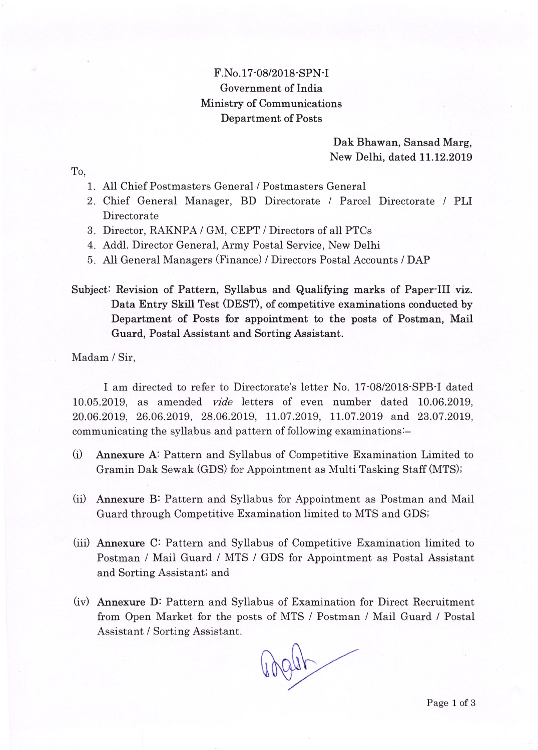F.No.17-08/2018-SPN-I
Government of India
Ministry of Communications
Department of Posts

Dak Bhawan, Sansad Marg,
New Delhi, dated 11.12.2019

To,

1. All Chief Postmasters General / Postmasters General
2. Chief General Manager, BD Directorate / Parcel Directorate / PLI Directorate
3. Director, RAKNPA / GM, CEPT / Directors of all PTCs
4. Addl. Director General, Army Postal Service, New Delhi
5. All General Managers (Finance) / Directors Postal Accounts / DAP

**Subject: Revision of Pattern, Syllabus and Qualifying marks of Paper-III viz. Data Entry Skill Test (DEST), of competitive examinations conducted by Department of Posts for appointment to the posts of Postman, Mail Guard, Postal Assistant and Sorting Assistant.**

Madam / Sir,

I am directed to refer to Directorate's letter No. 17-08/2018-SPB-I dated 10.05.2019, as amended *vide* letters of even number dated 10.06.2019, 20.06.2019, 26.06.2019, 28.06.2019, 11.07.2019, 11.07.2019 and 23.07.2019, communicating the syllabus and pattern of following examinations:–

(i) **Annexure A**: Pattern and Syllabus of Competitive Examination Limited to Gramin Dak Sewak (GDS) for Appointment as Multi Tasking Staff (MTS);

(ii) **Annexure B**: Pattern and Syllabus for Appointment as Postman and Mail Guard through Competitive Examination limited to MTS and GDS;

(iii) **Annexure C**: Pattern and Syllabus of Competitive Examination limited to Postman / Mail Guard / MTS / GDS for Appointment as Postal Assistant and Sorting Assistant; and

(iv) **Annexure D**: Pattern and Syllabus of Examination for Direct Recruitment from Open Market for the posts of MTS / Postman / Mail Guard / Postal Assistant / Sorting Assistant.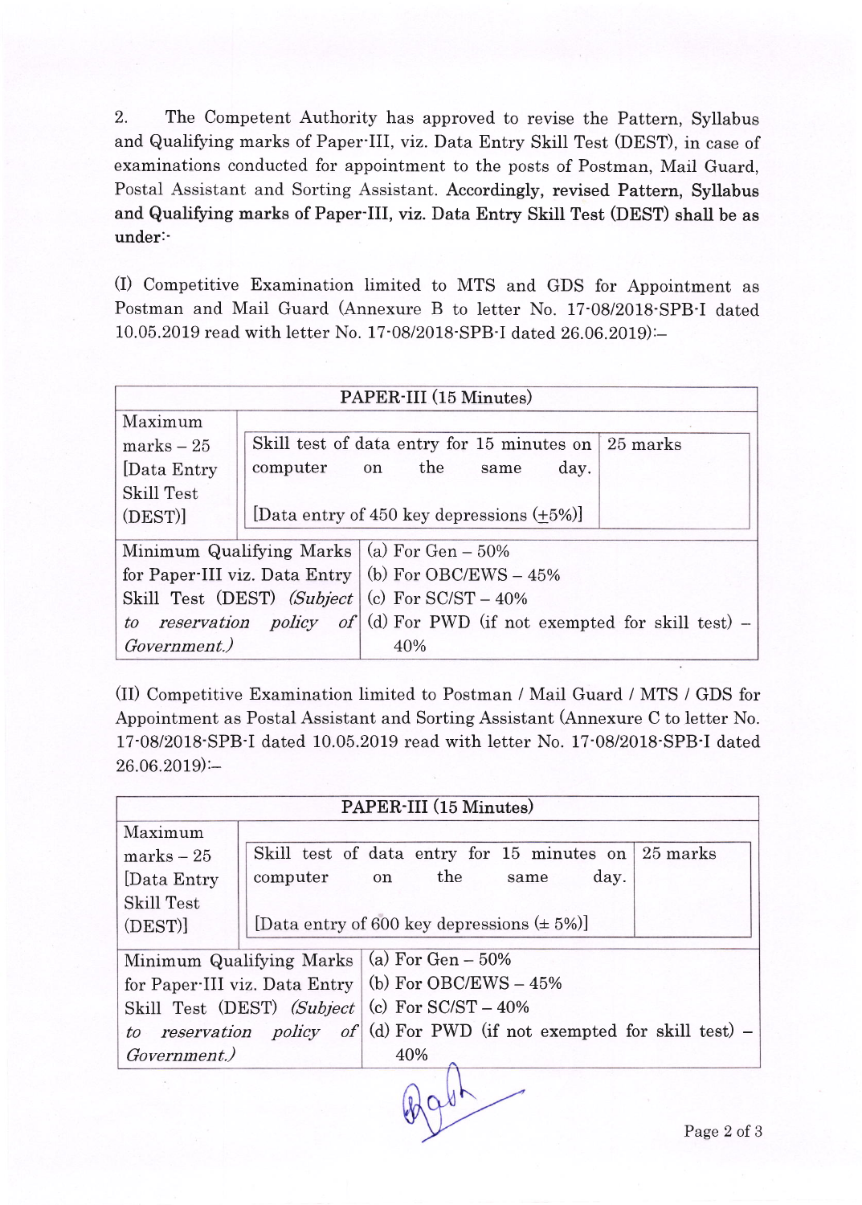2. The Competent Authority has approved to revise the Pattern, Syllabus and Qualifying marks of Paper-III, viz. Data Entry Skill Test (DEST), in case of examinations conducted for appointment to the posts of Postman, Mail Guard, Postal Assistant and Sorting Assistant. **Accordingly, revised Pattern, Syllabus and Qualifying marks of Paper-III, viz. Data Entry Skill Test (DEST) shall be as under:-**

(I) Competitive Examination limited to MTS and GDS for Appointment as Postman and Mail Guard (Annexure B to letter No. 17-08/2018-SPB-I dated 10.05.2019 read with letter No. 17-08/2018-SPB-I dated 26.06.2019):–

| PAPER-III (15 Minutes) | | |
|---|---|---|
| Maximum marks – 25 [Data Entry Skill Test (DEST)] | Skill test of data entry for 15 minutes on computer on the same day.<br><br>[Data entry of 450 key depressions (±5%)] | 25 marks |
| Minimum Qualifying Marks for Paper-III viz. Data Entry Skill Test (DEST) *(Subject to reservation policy of Government.)* | (a) For Gen – 50%<br>(b) For OBC/EWS – 45%<br>(c) For SC/ST – 40%<br>(d) For PWD (if not exempted for skill test) – 40% | |

(II) Competitive Examination limited to Postman / Mail Guard / MTS / GDS for Appointment as Postal Assistant and Sorting Assistant (Annexure C to letter No. 17-08/2018-SPB-I dated 10.05.2019 read with letter No. 17-08/2018-SPB-I dated 26.06.2019):–

| PAPER-III (15 Minutes) | | |
|---|---|---|
| Maximum marks – 25 [Data Entry Skill Test (DEST)] | Skill test of data entry for 15 minutes on computer on the same day.<br><br>[Data entry of 600 key depressions (± 5%)] | 25 marks |
| Minimum Qualifying Marks for Paper-III viz. Data Entry Skill Test (DEST) *(Subject to reservation policy of Government.)* | (a) For Gen – 50%<br>(b) For OBC/EWS – 45%<br>(c) For SC/ST – 40%<br>(d) For PWD (if not exempted for skill test) – 40% | |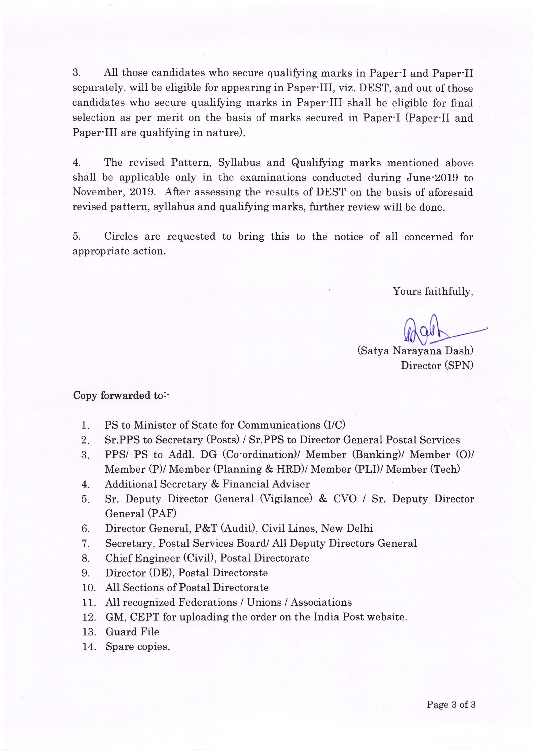3. All those candidates who secure qualifying marks in Paper-I and Paper-II separately, will be eligible for appearing in Paper-III, viz. DEST, and out of those candidates who secure qualifying marks in Paper-III shall be eligible for final selection as per merit on the basis of marks secured in Paper-I (Paper-II and Paper-III are qualifying in nature).

4. The revised Pattern, Syllabus and Qualifying marks mentioned above shall be applicable only in the examinations conducted during June-2019 to November, 2019. After assessing the results of DEST on the basis of aforesaid revised pattern, syllabus and qualifying marks, further review will be done.

5. Circles are requested to bring this to the notice of all concerned for appropriate action.

Yours faithfully,

(Satya Narayana Dash)
Director (SPN)

Copy forwarded to:-

1. PS to Minister of State for Communications (I/C)
2. Sr.PPS to Secretary (Posts) / Sr.PPS to Director General Postal Services
3. PPS/ PS to Addl. DG (Co-ordination)/ Member (Banking)/ Member (O)/ Member (P)/ Member (Planning & HRD)/ Member (PLI)/ Member (Tech)
4. Additional Secretary & Financial Adviser
5. Sr. Deputy Director General (Vigilance) & CVO / Sr. Deputy Director General (PAF)
6. Director General, P&T (Audit), Civil Lines, New Delhi
7. Secretary, Postal Services Board/ All Deputy Directors General
8. Chief Engineer (Civil), Postal Directorate
9. Director (DE), Postal Directorate
10. All Sections of Postal Directorate
11. All recognized Federations / Unions / Associations
12. GM, CEPT for uploading the order on the India Post website.
13. Guard File
14. Spare copies.